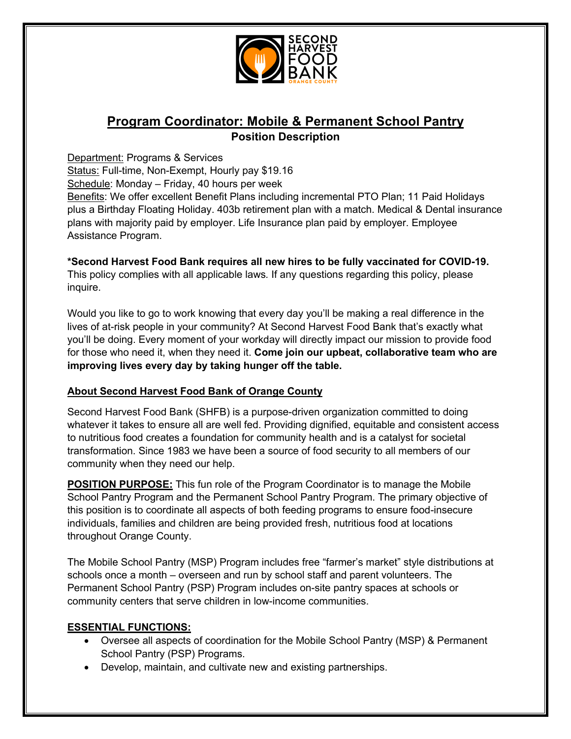# Program Coordinator: Mobile & Permanent School Pantry

## Position Description

Department: Programs & Services
Status: Full-time, Non-Exempt, Hourly pay $19.16
Schedule: Monday – Friday, 40 hours per week
Benefits: We offer excellent Benefit Plans including incremental PTO Plan; 11 Paid Holidays plus a Birthday Floating Holiday. 403b retirement plan with a match. Medical & Dental insurance plans with majority paid by employer. Life Insurance plan paid by employer. Employee Assistance Program.

**\*Second Harvest Food Bank requires all new hires to be fully vaccinated for COVID-19.** This policy complies with all applicable laws. If any questions regarding this policy, please inquire.

Would you like to go to work knowing that every day you'll be making a real difference in the lives of at-risk people in your community? At Second Harvest Food Bank that's exactly what you'll be doing. Every moment of your workday will directly impact our mission to provide food for those who need it, when they need it. **Come join our upbeat, collaborative team who are improving lives every day by taking hunger off the table.**

## About Second Harvest Food Bank of Orange County

Second Harvest Food Bank (SHFB) is a purpose-driven organization committed to doing whatever it takes to ensure all are well fed. Providing dignified, equitable and consistent access to nutritious food creates a foundation for community health and is a catalyst for societal transformation. Since 1983 we have been a source of food security to all members of our community when they need our help.

**POSITION PURPOSE:** This fun role of the Program Coordinator is to manage the Mobile School Pantry Program and the Permanent School Pantry Program. The primary objective of this position is to coordinate all aspects of both feeding programs to ensure food-insecure individuals, families and children are being provided fresh, nutritious food at locations throughout Orange County.

The Mobile School Pantry (MSP) Program includes free "farmer's market" style distributions at schools once a month – overseen and run by school staff and parent volunteers. The Permanent School Pantry (PSP) Program includes on-site pantry spaces at schools or community centers that serve children in low-income communities.

**ESSENTIAL FUNCTIONS:**

- Oversee all aspects of coordination for the Mobile School Pantry (MSP) & Permanent School Pantry (PSP) Programs.
- Develop, maintain, and cultivate new and existing partnerships.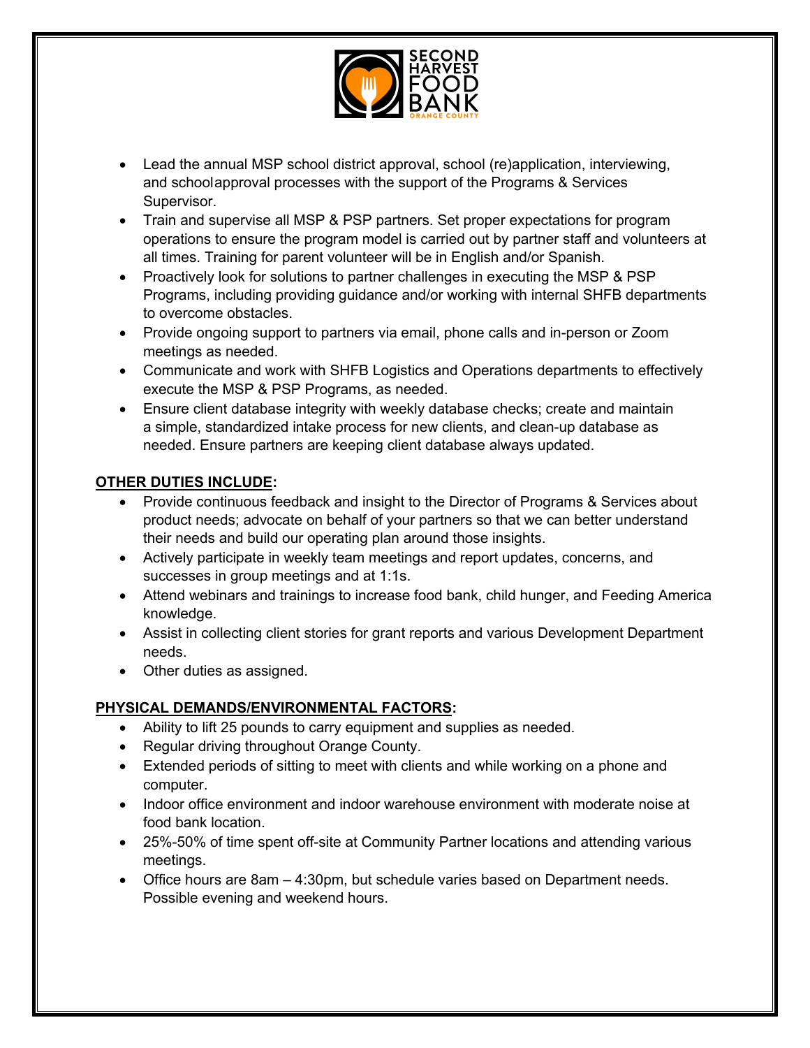- Lead the annual MSP school district approval, school (re)application, interviewing, and school approval processes with the support of the Programs & Services Supervisor.
- Train and supervise all MSP & PSP partners. Set proper expectations for program operations to ensure the program model is carried out by partner staff and volunteers at all times. Training for parent volunteer will be in English and/or Spanish.
- Proactively look for solutions to partner challenges in executing the MSP & PSP Programs, including providing guidance and/or working with internal SHFB departments to overcome obstacles.
- Provide ongoing support to partners via email, phone calls and in-person or Zoom meetings as needed.
- Communicate and work with SHFB Logistics and Operations departments to effectively execute the MSP & PSP Programs, as needed.
- Ensure client database integrity with weekly database checks; create and maintain a simple, standardized intake process for new clients, and clean-up database as needed. Ensure partners are keeping client database always updated.

**<u>OTHER DUTIES INCLUDE</u>:**

- Provide continuous feedback and insight to the Director of Programs & Services about product needs; advocate on behalf of your partners so that we can better understand their needs and build our operating plan around those insights.
- Actively participate in weekly team meetings and report updates, concerns, and successes in group meetings and at 1:1s.
- Attend webinars and trainings to increase food bank, child hunger, and Feeding America knowledge.
- Assist in collecting client stories for grant reports and various Development Department needs.
- Other duties as assigned.

**<u>PHYSICAL DEMANDS/ENVIRONMENTAL FACTORS</u>:**

- Ability to lift 25 pounds to carry equipment and supplies as needed.
- Regular driving throughout Orange County.
- Extended periods of sitting to meet with clients and while working on a phone and computer.
- Indoor office environment and indoor warehouse environment with moderate noise at food bank location.
- 25%-50% of time spent off-site at Community Partner locations and attending various meetings.
- Office hours are 8am – 4:30pm, but schedule varies based on Department needs. Possible evening and weekend hours.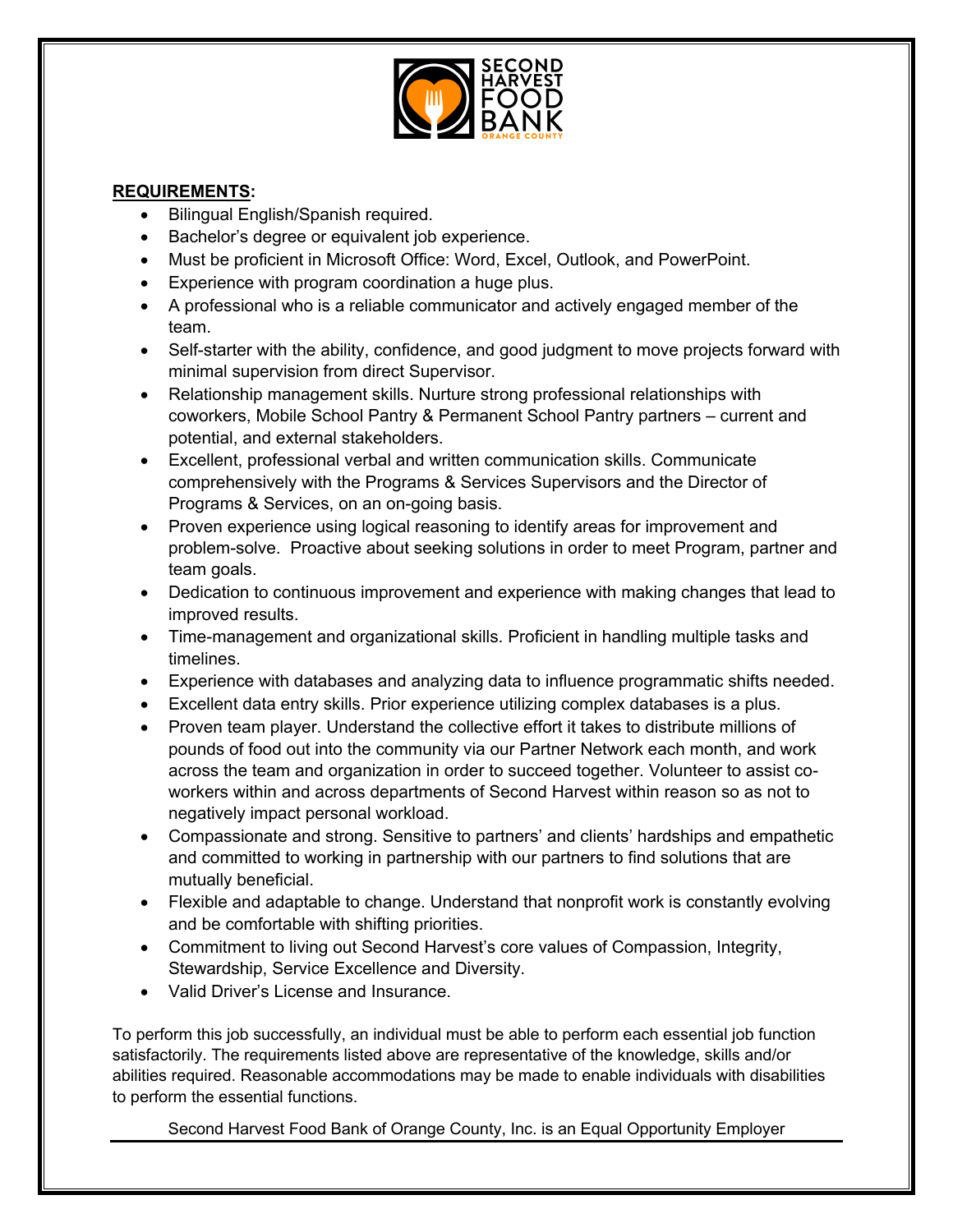**REQUIREMENTS:**

- Bilingual English/Spanish required.
- Bachelor's degree or equivalent job experience.
- Must be proficient in Microsoft Office: Word, Excel, Outlook, and PowerPoint.
- Experience with program coordination a huge plus.
- A professional who is a reliable communicator and actively engaged member of the team.
- Self-starter with the ability, confidence, and good judgment to move projects forward with minimal supervision from direct Supervisor.
- Relationship management skills. Nurture strong professional relationships with coworkers, Mobile School Pantry & Permanent School Pantry partners – current and potential, and external stakeholders.
- Excellent, professional verbal and written communication skills. Communicate comprehensively with the Programs & Services Supervisors and the Director of Programs & Services, on an on-going basis.
- Proven experience using logical reasoning to identify areas for improvement and problem-solve. Proactive about seeking solutions in order to meet Program, partner and team goals.
- Dedication to continuous improvement and experience with making changes that lead to improved results.
- Time-management and organizational skills. Proficient in handling multiple tasks and timelines.
- Experience with databases and analyzing data to influence programmatic shifts needed.
- Excellent data entry skills. Prior experience utilizing complex databases is a plus.
- Proven team player. Understand the collective effort it takes to distribute millions of pounds of food out into the community via our Partner Network each month, and work across the team and organization in order to succeed together. Volunteer to assist co-workers within and across departments of Second Harvest within reason so as not to negatively impact personal workload.
- Compassionate and strong. Sensitive to partners' and clients' hardships and empathetic and committed to working in partnership with our partners to find solutions that are mutually beneficial.
- Flexible and adaptable to change. Understand that nonprofit work is constantly evolving and be comfortable with shifting priorities.
- Commitment to living out Second Harvest's core values of Compassion, Integrity, Stewardship, Service Excellence and Diversity.
- Valid Driver's License and Insurance.

To perform this job successfully, an individual must be able to perform each essential job function satisfactorily. The requirements listed above are representative of the knowledge, skills and/or abilities required. Reasonable accommodations may be made to enable individuals with disabilities to perform the essential functions.

Second Harvest Food Bank of Orange County, Inc. is an Equal Opportunity Employer